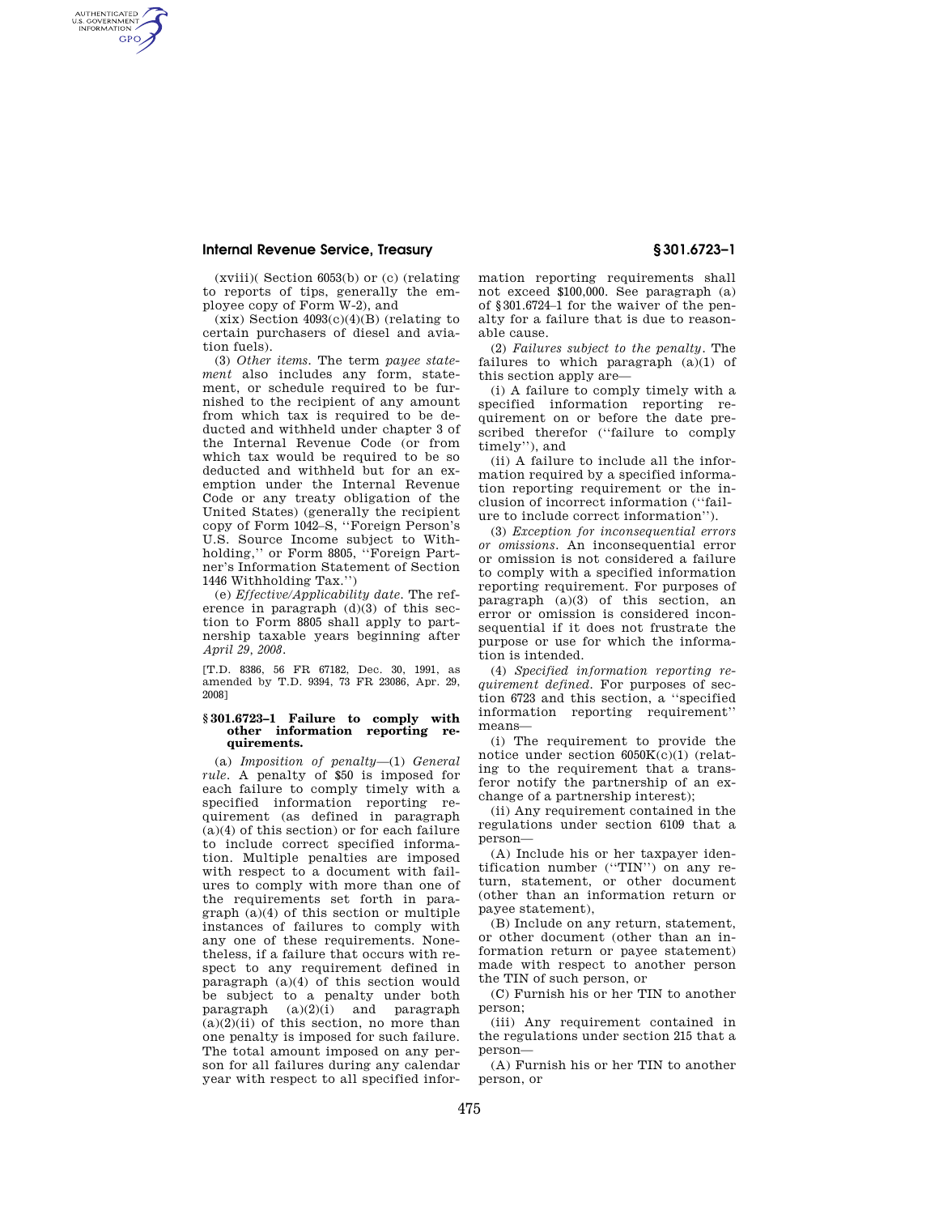(xviii)( Section 6053(b) or (c) (relating to reports of tips, generally the employee copy of Form W-2), and

(xix) Section 4093(c)(4)(B) (relating to certain purchasers of diesel and aviation fuels).

(3) *Other items.* The term *payee statement* also includes any form, statement, or schedule required to be furnished to the recipient of any amount from which tax is required to be deducted and withheld under chapter 3 of the Internal Revenue Code (or from which tax would be required to be so deducted and withheld but for an exemption under the Internal Revenue Code or any treaty obligation of the United States) (generally the recipient copy of Form 1042–S, ''Foreign Person's U.S. Source Income subject to Withholding,'' or Form 8805, ''Foreign Partner's Information Statement of Section 1446 Withholding Tax.'')

(e) *Effective/Applicability date.* The reference in paragraph (d)(3) of this section to Form 8805 shall apply to partnership taxable years beginning after *April 29, 2008*.

[T.D. 8386, 56 FR 67182, Dec. 30, 1991, as amended by T.D. 9394, 73 FR 23086, Apr. 29, 2008]

## § 301.6723–1 Failure to comply with other information reporting requirements.

(a) *Imposition of penalty*—(1) *General rule.* A penalty of $50 is imposed for each failure to comply timely with a specified information reporting requirement (as defined in paragraph (a)(4) of this section) or for each failure to include correct specified information. Multiple penalties are imposed with respect to a document with failures to comply with more than one of the requirements set forth in paragraph (a)(4) of this section or multiple instances of failures to comply with any one of these requirements. Nonetheless, if a failure that occurs with respect to any requirement defined in paragraph (a)(4) of this section would be subject to a penalty under both paragraph (a)(2)(i) and paragraph (a)(2)(ii) of this section, no more than one penalty is imposed for such failure. The total amount imposed on any person for all failures during any calendar year with respect to all specified information reporting requirements shall not exceed $100,000. See paragraph (a) of §301.6724–1 for the waiver of the penalty for a failure that is due to reasonable cause.

(2) *Failures subject to the penalty.* The failures to which paragraph (a)(1) of this section apply are—

(i) A failure to comply timely with a specified information reporting requirement on or before the date prescribed therefor (''failure to comply timely''), and

(ii) A failure to include all the information required by a specified information reporting requirement or the inclusion of incorrect information (''failure to include correct information'').

(3) *Exception for inconsequential errors or omissions.* An inconsequential error or omission is not considered a failure to comply with a specified information reporting requirement. For purposes of paragraph (a)(3) of this section, an error or omission is considered inconsequential if it does not frustrate the purpose or use for which the information is intended.

(4) *Specified information reporting requirement defined.* For purposes of section 6723 and this section, a ''specified information reporting requirement'' means—

(i) The requirement to provide the notice under section 6050K(c)(1) (relating to the requirement that a transferor notify the partnership of an exchange of a partnership interest);

(ii) Any requirement contained in the regulations under section 6109 that a person—

(A) Include his or her taxpayer identification number (''TIN'') on any return, statement, or other document (other than an information return or payee statement),

(B) Include on any return, statement, or other document (other than an information return or payee statement) made with respect to another person the TIN of such person, or

(C) Furnish his or her TIN to another person;

(iii) Any requirement contained in the regulations under section 215 that a person—

(A) Furnish his or her TIN to another person, or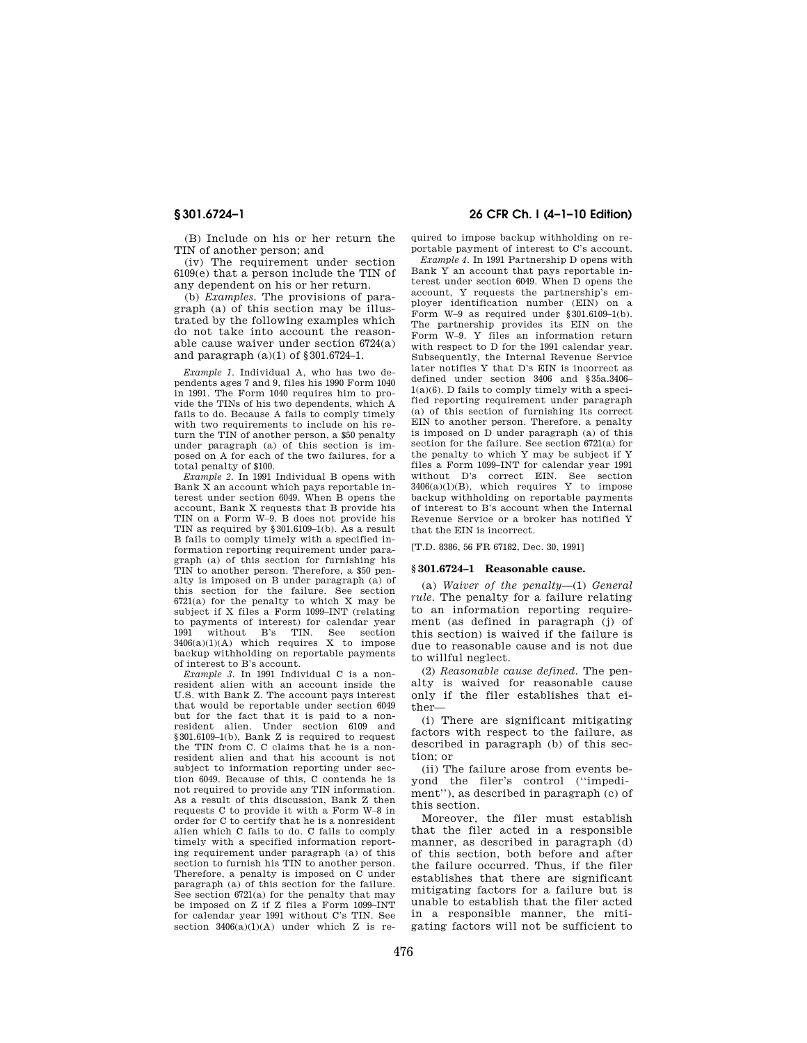(B) Include on his or her return the TIN of another person; and

(iv) The requirement under section 6109(e) that a person include the TIN of any dependent on his or her return.

(b) *Examples.* The provisions of paragraph (a) of this section may be illustrated by the following examples which do not take into account the reasonable cause waiver under section 6724(a) and paragraph (a)(1) of §301.6724–1.

*Example 1.* Individual A, who has two dependents ages 7 and 9, files his 1990 Form 1040 in 1991. The Form 1040 requires him to provide the TINs of his two dependents, which A fails to do. Because A fails to comply timely with two requirements to include on his return the TIN of another person, a $50 penalty under paragraph (a) of this section is imposed on A for each of the two failures, for a total penalty of $100.

*Example 2.* In 1991 Individual B opens with Bank X an account which pays reportable interest under section 6049. When B opens the account, Bank X requests that B provide his TIN on a Form W–9. B does not provide his TIN as required by §301.6109–1(b). As a result B fails to comply timely with a specified information reporting requirement under paragraph (a) of this section for furnishing his TIN to another person. Therefore, a $50 penalty is imposed on B under paragraph (a) of this section for the failure. See section 6721(a) for the penalty to which X may be subject if X files a Form 1099–INT (relating to payments of interest) for calendar year 1991 without B's TIN. See section 3406(a)(1)(A) which requires X to impose backup withholding on reportable payments of interest to B's account.

*Example 3.* In 1991 Individual C is a nonresident alien with an account inside the U.S. with Bank Z. The account pays interest that would be reportable under section 6049 but for the fact that it is paid to a nonresident alien. Under section 6109 and §301.6109–1(b), Bank Z is required to request the TIN from C. C claims that he is a nonresident alien and that his account is not subject to information reporting under section 6049. Because of this, C contends he is not required to provide any TIN information. As a result of this discussion, Bank Z then requests C to provide it with a Form W–8 in order for C to certify that he is a nonresident alien which C fails to do. C fails to comply timely with a specified information reporting requirement under paragraph (a) of this section to furnish his TIN to another person. Therefore, a penalty is imposed on C under paragraph (a) of this section for the failure. See section 6721(a) for the penalty that may be imposed on Z if Z files a Form 1099–INT for calendar year 1991 without C's TIN. See section 3406(a)(1)(A) under which Z is required to impose backup withholding on reportable payment of interest to C's account.

*Example 4.* In 1991 Partnership D opens with Bank Y an account that pays reportable interest under section 6049. When D opens the account, Y requests the partnership's employer identification number (EIN) on a Form W–9 as required under §301.6109–1(b). The partnership provides its EIN on the Form W–9. Y files an information return with respect to D for the 1991 calendar year. Subsequently, the Internal Revenue Service later notifies Y that D's EIN is incorrect as defined under section 3406 and §35a.3406–1(a)(6). D fails to comply timely with a specified reporting requirement under paragraph (a) of this section of furnishing its correct EIN to another person. Therefore, a penalty is imposed on D under paragraph (a) of this section for the failure. See section 6721(a) for the penalty to which Y may be subject if Y files a Form 1099–INT for calendar year 1991 without D's correct EIN. See section 3406(a)(1)(B), which requires Y to impose backup withholding on reportable payments of interest to B's account when the Internal Revenue Service or a broker has notified Y that the EIN is incorrect.

[T.D. 8386, 56 FR 67182, Dec. 30, 1991]

### §301.6724–1 Reasonable cause.

(a) *Waiver of the penalty*—(1) *General rule.* The penalty for a failure relating to an information reporting requirement (as defined in paragraph (j) of this section) is waived if the failure is due to reasonable cause and is not due to willful neglect.

(2) *Reasonable cause defined.* The penalty is waived for reasonable cause only if the filer establishes that either—

(i) There are significant mitigating factors with respect to the failure, as described in paragraph (b) of this section; or

(ii) The failure arose from events beyond the filer's control (''impediment''), as described in paragraph (c) of this section.

Moreover, the filer must establish that the filer acted in a responsible manner, as described in paragraph (d) of this section, both before and after the failure occurred. Thus, if the filer establishes that there are significant mitigating factors for a failure but is unable to establish that the filer acted in a responsible manner, the mitigating factors will not be sufficient to